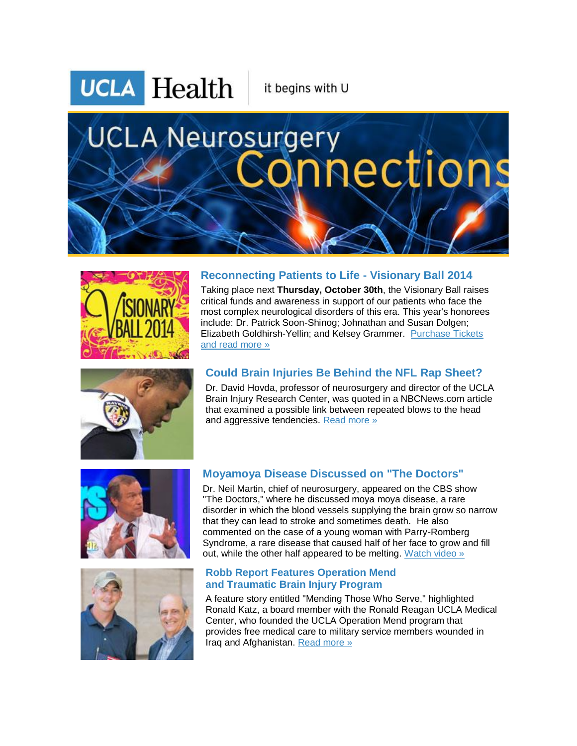UCLA Health | it begins with U

# UCLA Neurosurgery Connections

## Reconnecting Patients to Life - Visionary Ball 2014

Taking place next **Thursday, October 30th**, the Visionary Ball raises critical funds and awareness in support of our patients who face the most complex neurological disorders of this era. This year's honorees include: Dr. Patrick Soon-Shinog; Johnathan and Susan Dolgen; Elizabeth Goldhirsh-Yellin; and Kelsey Grammer. Purchase Tickets and read more »

## Could Brain Injuries Be Behind the NFL Rap Sheet?

Dr. David Hovda, professor of neurosurgery and director of the UCLA Brain Injury Research Center, was quoted in a NBCNews.com article that examined a possible link between repeated blows to the head and aggressive tendencies. Read more »

## Moyamoya Disease Discussed on "The Doctors"

Dr. Neil Martin, chief of neurosurgery, appeared on the CBS show "The Doctors," where he discussed moya moya disease, a rare disorder in which the blood vessels supplying the brain grow so narrow that they can lead to stroke and sometimes death. He also commented on the case of a young woman with Parry-Romberg Syndrome, a rare disease that caused half of her face to grow and fill out, while the other half appeared to be melting. Watch video »

## Robb Report Features Operation Mend and Traumatic Brain Injury Program

A feature story entitled "Mending Those Who Serve," highlighted Ronald Katz, a board member with the Ronald Reagan UCLA Medical Center, who founded the UCLA Operation Mend program that provides free medical care to military service members wounded in Iraq and Afghanistan. Read more »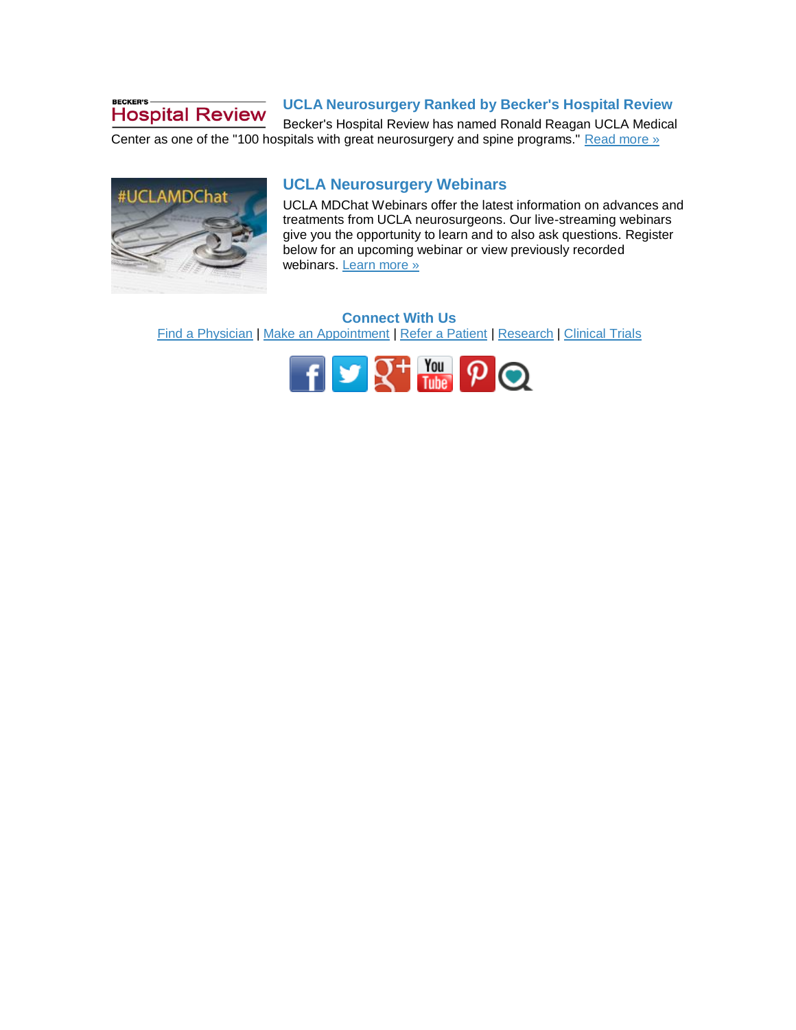### UCLA Neurosurgery Ranked by Becker's Hospital Review

Becker's Hospital Review has named Ronald Reagan UCLA Medical Center as one of the "100 hospitals with great neurosurgery and spine programs." Read more »

### UCLA Neurosurgery Webinars

UCLA MDChat Webinars offer the latest information on advances and treatments from UCLA neurosurgeons. Our live-streaming webinars give you the opportunity to learn and to also ask questions. Register below for an upcoming webinar or view previously recorded webinars. Learn more »

### Connect With Us

Find a Physician | Make an Appointment | Refer a Patient | Research | Clinical Trials